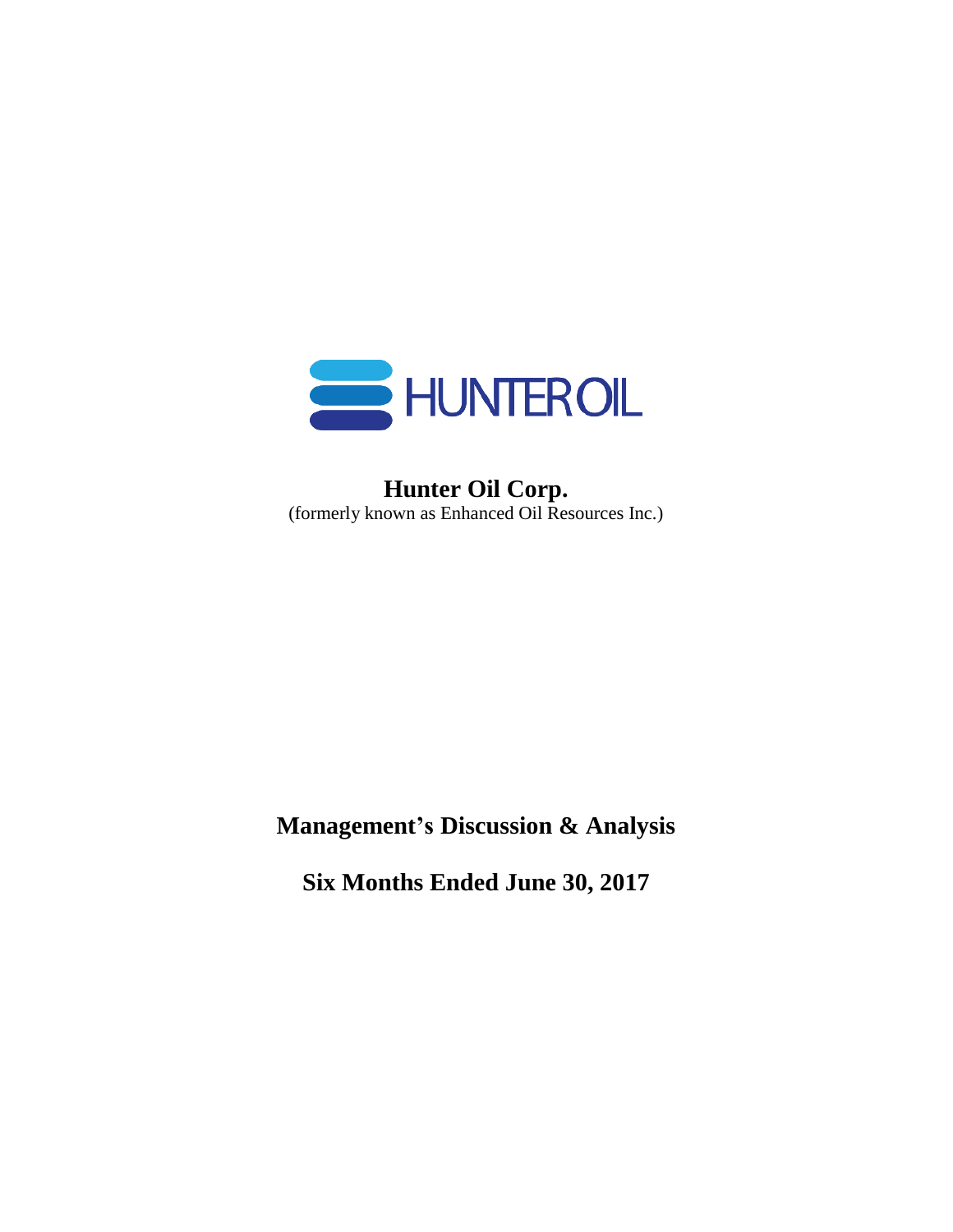HUNTEROIL

**Hunter Oil Corp.**

(formerly known as Enhanced Oil Resources Inc.)

# Management's Discussion & Analysis

## Six Months Ended June 30, 2017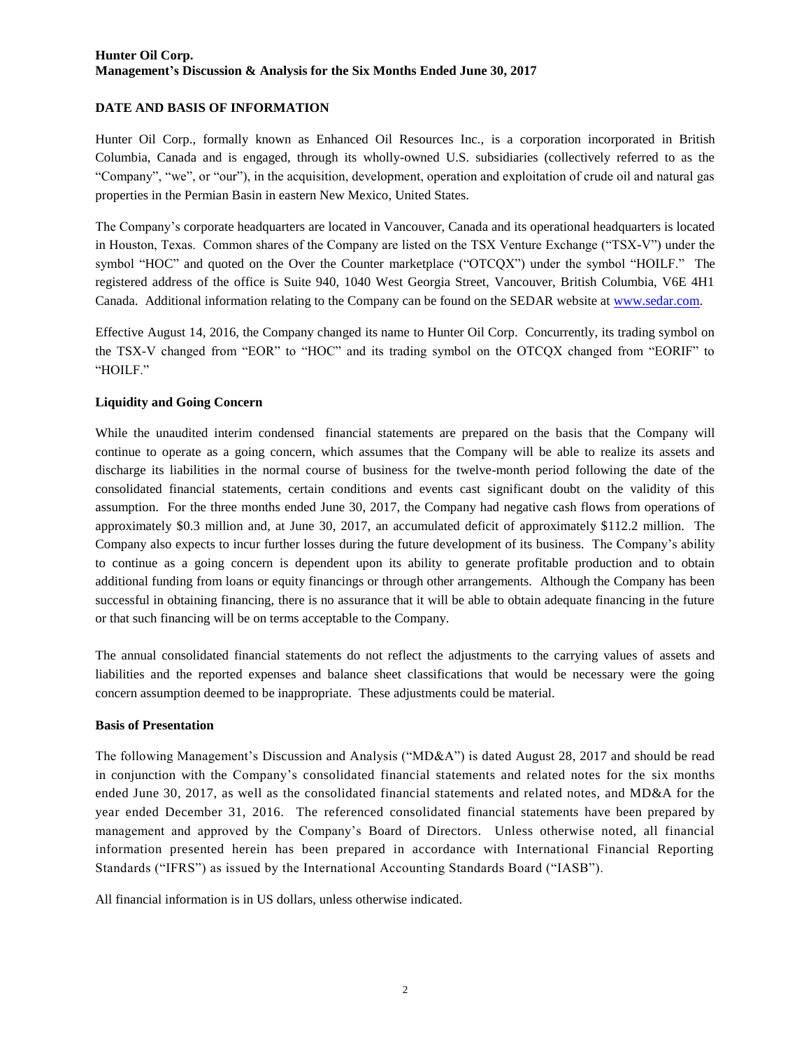**Hunter Oil Corp.**
**Management's Discussion & Analysis for the Six Months Ended June 30, 2017**

## DATE AND BASIS OF INFORMATION

Hunter Oil Corp., formally known as Enhanced Oil Resources Inc., is a corporation incorporated in British Columbia, Canada and is engaged, through its wholly-owned U.S. subsidiaries (collectively referred to as the "Company", "we", or "our"), in the acquisition, development, operation and exploitation of crude oil and natural gas properties in the Permian Basin in eastern New Mexico, United States.

The Company's corporate headquarters are located in Vancouver, Canada and its operational headquarters is located in Houston, Texas. Common shares of the Company are listed on the TSX Venture Exchange ("TSX-V") under the symbol "HOC" and quoted on the Over the Counter marketplace ("OTCQX") under the symbol "HOILF." The registered address of the office is Suite 940, 1040 West Georgia Street, Vancouver, British Columbia, V6E 4H1 Canada. Additional information relating to the Company can be found on the SEDAR website at www.sedar.com.

Effective August 14, 2016, the Company changed its name to Hunter Oil Corp. Concurrently, its trading symbol on the TSX-V changed from "EOR" to "HOC" and its trading symbol on the OTCQX changed from "EORIF" to "HOILF."

### Liquidity and Going Concern

While the unaudited interim condensed financial statements are prepared on the basis that the Company will continue to operate as a going concern, which assumes that the Company will be able to realize its assets and discharge its liabilities in the normal course of business for the twelve-month period following the date of the consolidated financial statements, certain conditions and events cast significant doubt on the validity of this assumption. For the three months ended June 30, 2017, the Company had negative cash flows from operations of approximately $0.3 million and, at June 30, 2017, an accumulated deficit of approximately $112.2 million. The Company also expects to incur further losses during the future development of its business. The Company's ability to continue as a going concern is dependent upon its ability to generate profitable production and to obtain additional funding from loans or equity financings or through other arrangements. Although the Company has been successful in obtaining financing, there is no assurance that it will be able to obtain adequate financing in the future or that such financing will be on terms acceptable to the Company.

The annual consolidated financial statements do not reflect the adjustments to the carrying values of assets and liabilities and the reported expenses and balance sheet classifications that would be necessary were the going concern assumption deemed to be inappropriate. These adjustments could be material.

### Basis of Presentation

The following Management's Discussion and Analysis ("MD&A") is dated August 28, 2017 and should be read in conjunction with the Company's consolidated financial statements and related notes for the six months ended June 30, 2017, as well as the consolidated financial statements and related notes, and MD&A for the year ended December 31, 2016. The referenced consolidated financial statements have been prepared by management and approved by the Company's Board of Directors. Unless otherwise noted, all financial information presented herein has been prepared in accordance with International Financial Reporting Standards ("IFRS") as issued by the International Accounting Standards Board ("IASB").

All financial information is in US dollars, unless otherwise indicated.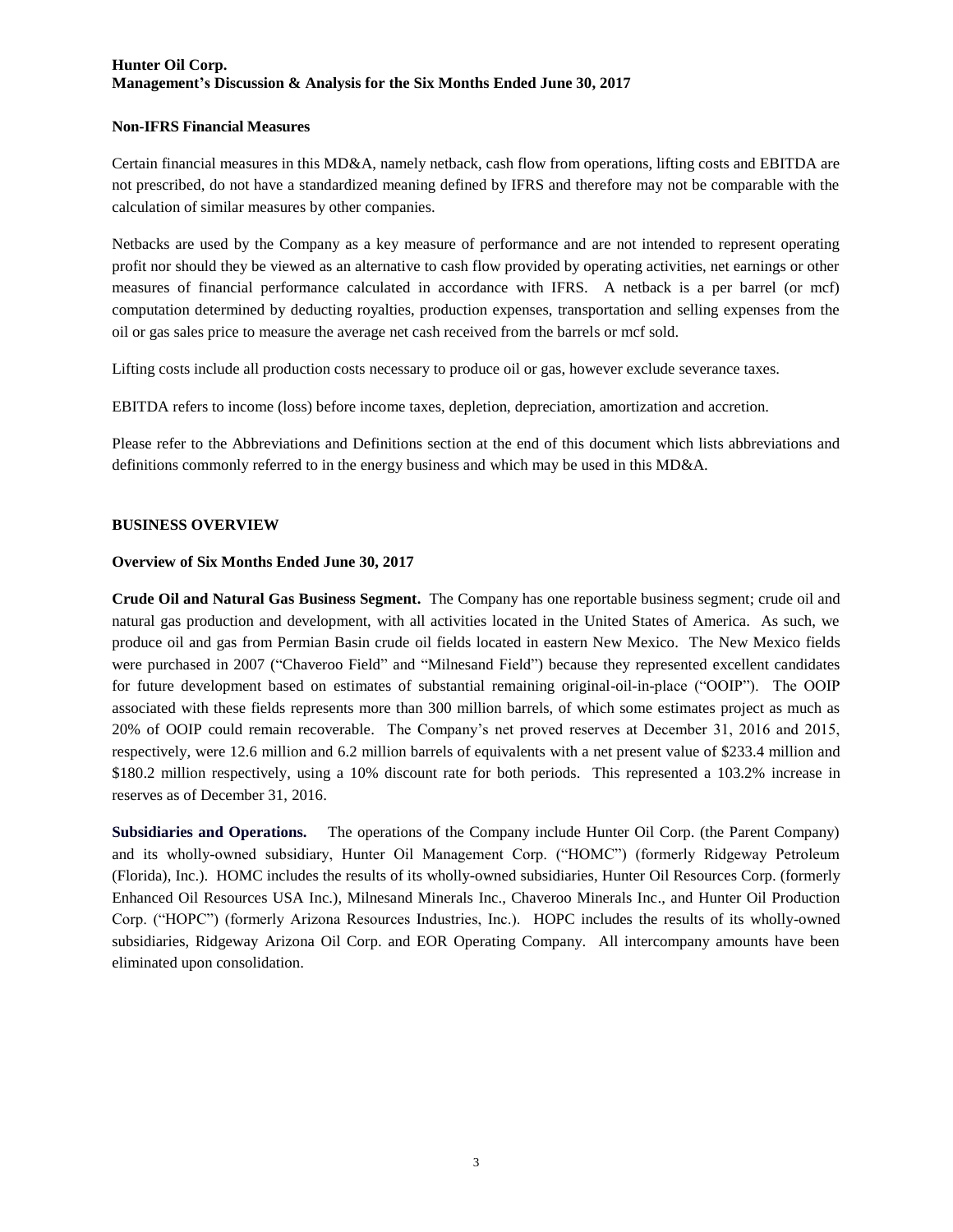### Non-IFRS Financial Measures

Certain financial measures in this MD&A, namely netback, cash flow from operations, lifting costs and EBITDA are not prescribed, do not have a standardized meaning defined by IFRS and therefore may not be comparable with the calculation of similar measures by other companies.

Netbacks are used by the Company as a key measure of performance and are not intended to represent operating profit nor should they be viewed as an alternative to cash flow provided by operating activities, net earnings or other measures of financial performance calculated in accordance with IFRS. A netback is a per barrel (or mcf) computation determined by deducting royalties, production expenses, transportation and selling expenses from the oil or gas sales price to measure the average net cash received from the barrels or mcf sold.

Lifting costs include all production costs necessary to produce oil or gas, however exclude severance taxes.

EBITDA refers to income (loss) before income taxes, depletion, depreciation, amortization and accretion.

Please refer to the Abbreviations and Definitions section at the end of this document which lists abbreviations and definitions commonly referred to in the energy business and which may be used in this MD&A.

## BUSINESS OVERVIEW

### Overview of Six Months Ended June 30, 2017

**Crude Oil and Natural Gas Business Segment.** The Company has one reportable business segment; crude oil and natural gas production and development, with all activities located in the United States of America. As such, we produce oil and gas from Permian Basin crude oil fields located in eastern New Mexico. The New Mexico fields were purchased in 2007 ("Chaveroo Field" and "Milnesand Field") because they represented excellent candidates for future development based on estimates of substantial remaining original-oil-in-place ("OOIP"). The OOIP associated with these fields represents more than 300 million barrels, of which some estimates project as much as 20% of OOIP could remain recoverable. The Company's net proved reserves at December 31, 2016 and 2015, respectively, were 12.6 million and 6.2 million barrels of equivalents with a net present value of $233.4 million and $180.2 million respectively, using a 10% discount rate for both periods. This represented a 103.2% increase in reserves as of December 31, 2016.

**Subsidiaries and Operations.** The operations of the Company include Hunter Oil Corp. (the Parent Company) and its wholly-owned subsidiary, Hunter Oil Management Corp. ("HOMC") (formerly Ridgeway Petroleum (Florida), Inc.). HOMC includes the results of its wholly-owned subsidiaries, Hunter Oil Resources Corp. (formerly Enhanced Oil Resources USA Inc.), Milnesand Minerals Inc., Chaveroo Minerals Inc., and Hunter Oil Production Corp. ("HOPC") (formerly Arizona Resources Industries, Inc.). HOPC includes the results of its wholly-owned subsidiaries, Ridgeway Arizona Oil Corp. and EOR Operating Company. All intercompany amounts have been eliminated upon consolidation.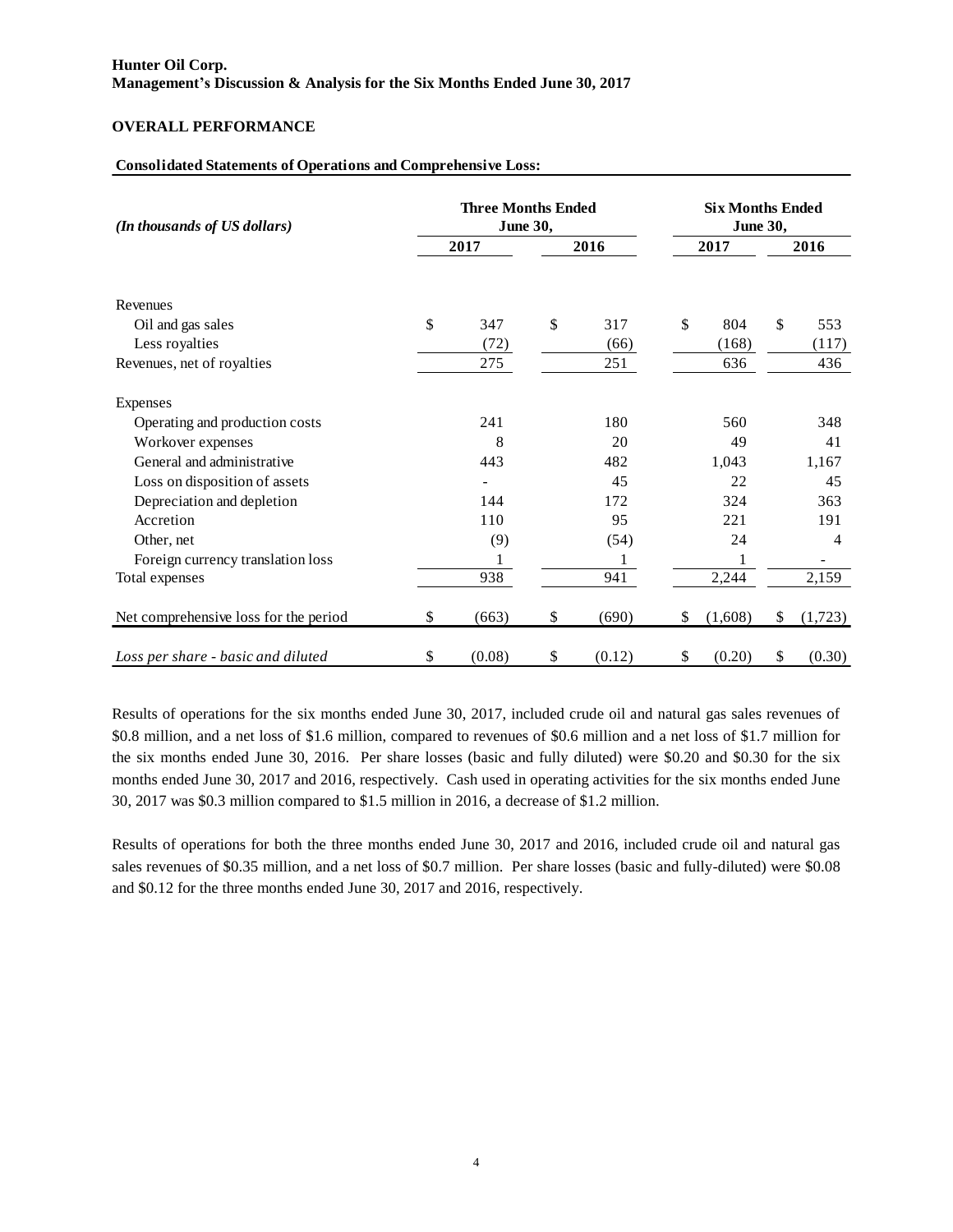**Hunter Oil Corp.**
**Management's Discussion & Analysis for the Six Months Ended June 30, 2017**

## OVERALL PERFORMANCE

**Consolidated Statements of Operations and Comprehensive Loss:**

| *(In thousands of US dollars)* | Three Months Ended June 30, | | Six Months Ended June 30, | |
|---|---|---|---|---|
| | 2017 | 2016 | 2017 | 2016 |
| Revenues | | | | |
| Oil and gas sales | $ 347 | $ 317 | $ 804 | $ 553 |
| Less royalties | (72) | (66) | (168) | (117) |
| Revenues, net of royalties | 275 | 251 | 636 | 436 |
| Expenses | | | | |
| Operating and production costs | 241 | 180 | 560 | 348 |
| Workover expenses | 8 | 20 | 49 | 41 |
| General and administrative | 443 | 482 | 1,043 | 1,167 |
| Loss on disposition of assets | - | 45 | 22 | 45 |
| Depreciation and depletion | 144 | 172 | 324 | 363 |
| Accretion | 110 | 95 | 221 | 191 |
| Other, net | (9) | (54) | 24 | 4 |
| Foreign currency translation loss | 1 | 1 | 1 | - |
| Total expenses | 938 | 941 | 2,244 | 2,159 |
| Net comprehensive loss for the period | $ (663) | $ (690) | $ (1,608) | $ (1,723) |
| *Loss per share - basic and diluted* | $ (0.08) | $ (0.12) | $ (0.20) | $ (0.30) |

Results of operations for the six months ended June 30, 2017, included crude oil and natural gas sales revenues of \$0.8 million, and a net loss of \$1.6 million, compared to revenues of \$0.6 million and a net loss of \$1.7 million for the six months ended June 30, 2016. Per share losses (basic and fully diluted) were \$0.20 and \$0.30 for the six months ended June 30, 2017 and 2016, respectively. Cash used in operating activities for the six months ended June 30, 2017 was \$0.3 million compared to \$1.5 million in 2016, a decrease of \$1.2 million.

Results of operations for both the three months ended June 30, 2017 and 2016, included crude oil and natural gas sales revenues of \$0.35 million, and a net loss of \$0.7 million. Per share losses (basic and fully-diluted) were \$0.08 and \$0.12 for the three months ended June 30, 2017 and 2016, respectively.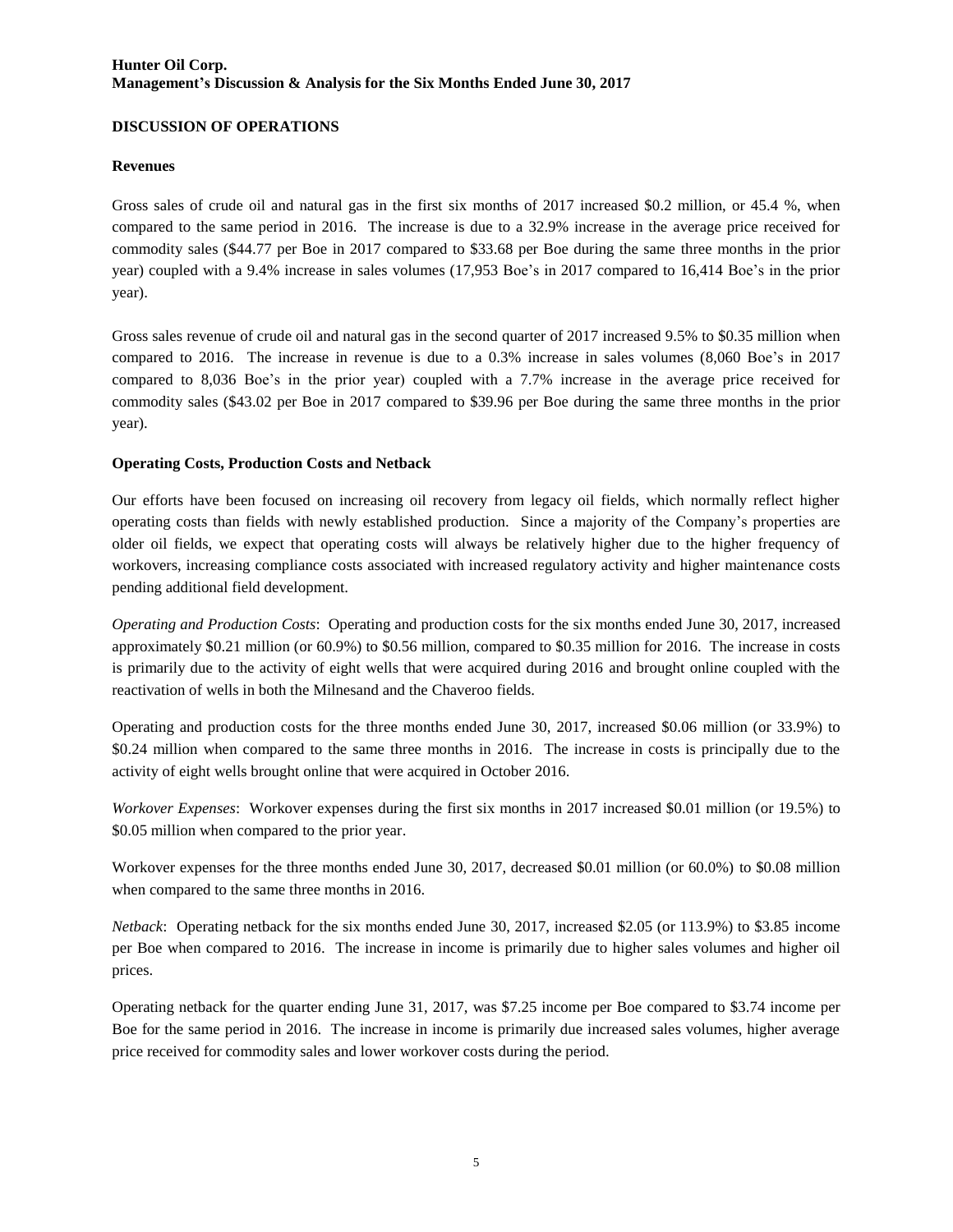## DISCUSSION OF OPERATIONS

### Revenues

Gross sales of crude oil and natural gas in the first six months of 2017 increased $0.2 million, or 45.4 %, when compared to the same period in 2016. The increase is due to a 32.9% increase in the average price received for commodity sales ($44.77 per Boe in 2017 compared to $33.68 per Boe during the same three months in the prior year) coupled with a 9.4% increase in sales volumes (17,953 Boe's in 2017 compared to 16,414 Boe's in the prior year).

Gross sales revenue of crude oil and natural gas in the second quarter of 2017 increased 9.5% to $0.35 million when compared to 2016. The increase in revenue is due to a 0.3% increase in sales volumes (8,060 Boe's in 2017 compared to 8,036 Boe's in the prior year) coupled with a 7.7% increase in the average price received for commodity sales ($43.02 per Boe in 2017 compared to $39.96 per Boe during the same three months in the prior year).

### Operating Costs, Production Costs and Netback

Our efforts have been focused on increasing oil recovery from legacy oil fields, which normally reflect higher operating costs than fields with newly established production. Since a majority of the Company's properties are older oil fields, we expect that operating costs will always be relatively higher due to the higher frequency of workovers, increasing compliance costs associated with increased regulatory activity and higher maintenance costs pending additional field development.

*Operating and Production Costs*: Operating and production costs for the six months ended June 30, 2017, increased approximately $0.21 million (or 60.9%) to $0.56 million, compared to $0.35 million for 2016. The increase in costs is primarily due to the activity of eight wells that were acquired during 2016 and brought online coupled with the reactivation of wells in both the Milnesand and the Chaveroo fields.

Operating and production costs for the three months ended June 30, 2017, increased $0.06 million (or 33.9%) to $0.24 million when compared to the same three months in 2016. The increase in costs is principally due to the activity of eight wells brought online that were acquired in October 2016.

*Workover Expenses*: Workover expenses during the first six months in 2017 increased $0.01 million (or 19.5%) to $0.05 million when compared to the prior year.

Workover expenses for the three months ended June 30, 2017, decreased $0.01 million (or 60.0%) to $0.08 million when compared to the same three months in 2016.

*Netback*: Operating netback for the six months ended June 30, 2017, increased $2.05 (or 113.9%) to $3.85 income per Boe when compared to 2016. The increase in income is primarily due to higher sales volumes and higher oil prices.

Operating netback for the quarter ending June 31, 2017, was $7.25 income per Boe compared to $3.74 income per Boe for the same period in 2016. The increase in income is primarily due increased sales volumes, higher average price received for commodity sales and lower workover costs during the period.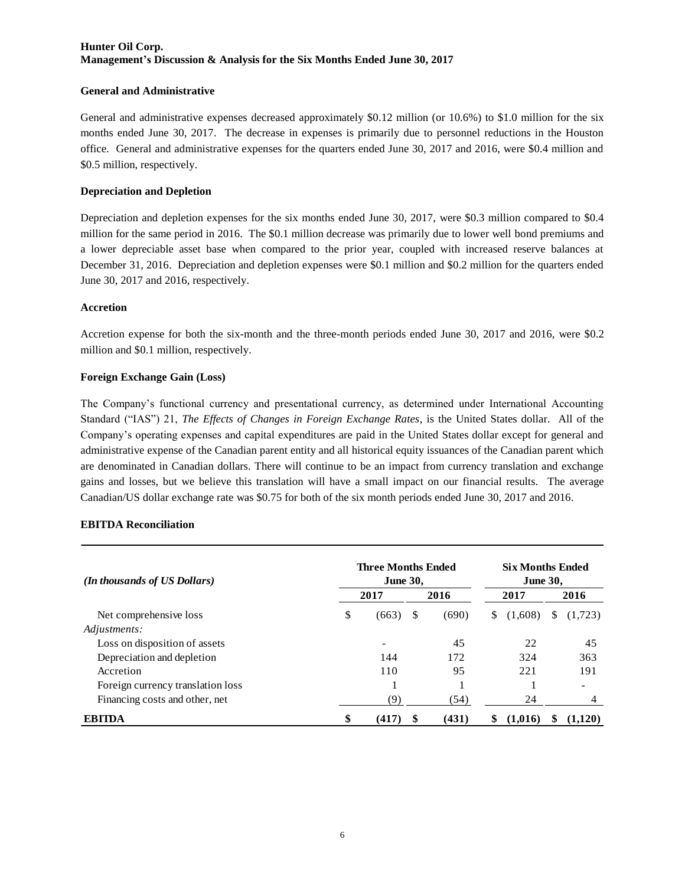**Hunter Oil Corp.**
**Management's Discussion & Analysis for the Six Months Ended June 30, 2017**

### General and Administrative

General and administrative expenses decreased approximately $0.12 million (or 10.6%) to $1.0 million for the six months ended June 30, 2017. The decrease in expenses is primarily due to personnel reductions in the Houston office. General and administrative expenses for the quarters ended June 30, 2017 and 2016, were $0.4 million and $0.5 million, respectively.

### Depreciation and Depletion

Depreciation and depletion expenses for the six months ended June 30, 2017, were $0.3 million compared to $0.4 million for the same period in 2016. The $0.1 million decrease was primarily due to lower well bond premiums and a lower depreciable asset base when compared to the prior year, coupled with increased reserve balances at December 31, 2016. Depreciation and depletion expenses were $0.1 million and $0.2 million for the quarters ended June 30, 2017 and 2016, respectively.

### Accretion

Accretion expense for both the six-month and the three-month periods ended June 30, 2017 and 2016, were $0.2 million and $0.1 million, respectively.

### Foreign Exchange Gain (Loss)

The Company's functional currency and presentational currency, as determined under International Accounting Standard ("IAS") 21, *The Effects of Changes in Foreign Exchange Rates*, is the United States dollar. All of the Company's operating expenses and capital expenditures are paid in the United States dollar except for general and administrative expense of the Canadian parent entity and all historical equity issuances of the Canadian parent which are denominated in Canadian dollars. There will continue to be an impact from currency translation and exchange gains and losses, but we believe this translation will have a small impact on our financial results. The average Canadian/US dollar exchange rate was $0.75 for both of the six month periods ended June 30, 2017 and 2016.

### EBITDA Reconciliation

| *(In thousands of US Dollars)* | Three Months Ended June 30, | | Six Months Ended June 30, | |
|---|---|---|---|---|
| | 2017 | 2016 | 2017 | 2016 |
| Net comprehensive loss | $ (663) | $ (690) | $ (1,608) | $ (1,723) |
| *Adjustments:* | | | | |
| Loss on disposition of assets | - | 45 | 22 | 45 |
| Depreciation and depletion | 144 | 172 | 324 | 363 |
| Accretion | 110 | 95 | 221 | 191 |
| Foreign currency translation loss | 1 | 1 | 1 | - |
| Financing costs and other, net | (9) | (54) | 24 | 4 |
| **EBITDA** | **$ (417)** | **$ (431)** | **$ (1,016)** | **$ (1,120)** |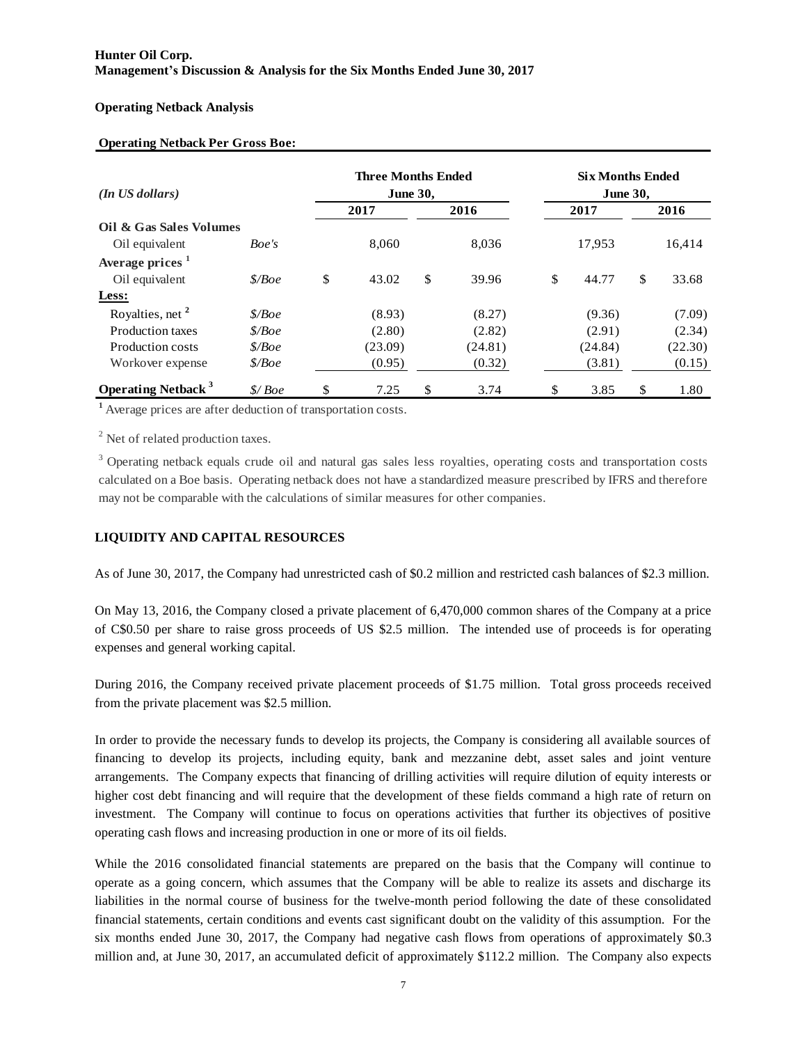**Operating Netback Analysis**

**Operating Netback Per Gross Boe:**

| *(In US dollars)* | | Three Months Ended June 30, 2017 | Three Months Ended June 30, 2016 | Six Months Ended June 30, 2017 | Six Months Ended June 30, 2016 |
|---|---|---|---|---|---|
| **Oil & Gas Sales Volumes** | | | | | |
| Oil equivalent | *Boe's* | 8,060 | 8,036 | 17,953 | 16,414 |
| **Average prices [1]** | | | | | |
| Oil equivalent | *$/Boe* | $ 43.02 | $ 39.96 | $ 44.77 | $ 33.68 |
| **Less:** | | | | | |
| Royalties, net [2] | *$/Boe* | (8.93) | (8.27) | (9.36) | (7.09) |
| Production taxes | *$/Boe* | (2.80) | (2.82) | (2.91) | (2.34) |
| Production costs | *$/Boe* | (23.09) | (24.81) | (24.84) | (22.30) |
| Workover expense | *$/Boe* | (0.95) | (0.32) | (3.81) | (0.15) |
| **Operating Netback [3]** | *$/ Boe* | $ 7.25 | $ 3.74 | $ 3.85 | $ 1.80 |

[1] Average prices are after deduction of transportation costs.

[2] Net of related production taxes.

[3] Operating netback equals crude oil and natural gas sales less royalties, operating costs and transportation costs calculated on a Boe basis. Operating netback does not have a standardized measure prescribed by IFRS and therefore may not be comparable with the calculations of similar measures for other companies.

## LIQUIDITY AND CAPITAL RESOURCES

As of June 30, 2017, the Company had unrestricted cash of $0.2 million and restricted cash balances of $2.3 million.

On May 13, 2016, the Company closed a private placement of 6,470,000 common shares of the Company at a price of C$0.50 per share to raise gross proceeds of US $2.5 million. The intended use of proceeds is for operating expenses and general working capital.

During 2016, the Company received private placement proceeds of $1.75 million. Total gross proceeds received from the private placement was $2.5 million.

In order to provide the necessary funds to develop its projects, the Company is considering all available sources of financing to develop its projects, including equity, bank and mezzanine debt, asset sales and joint venture arrangements. The Company expects that financing of drilling activities will require dilution of equity interests or higher cost debt financing and will require that the development of these fields command a high rate of return on investment. The Company will continue to focus on operations activities that further its objectives of positive operating cash flows and increasing production in one or more of its oil fields.

While the 2016 consolidated financial statements are prepared on the basis that the Company will continue to operate as a going concern, which assumes that the Company will be able to realize its assets and discharge its liabilities in the normal course of business for the twelve-month period following the date of these consolidated financial statements, certain conditions and events cast significant doubt on the validity of this assumption. For the six months ended June 30, 2017, the Company had negative cash flows from operations of approximately $0.3 million and, at June 30, 2017, an accumulated deficit of approximately $112.2 million. The Company also expects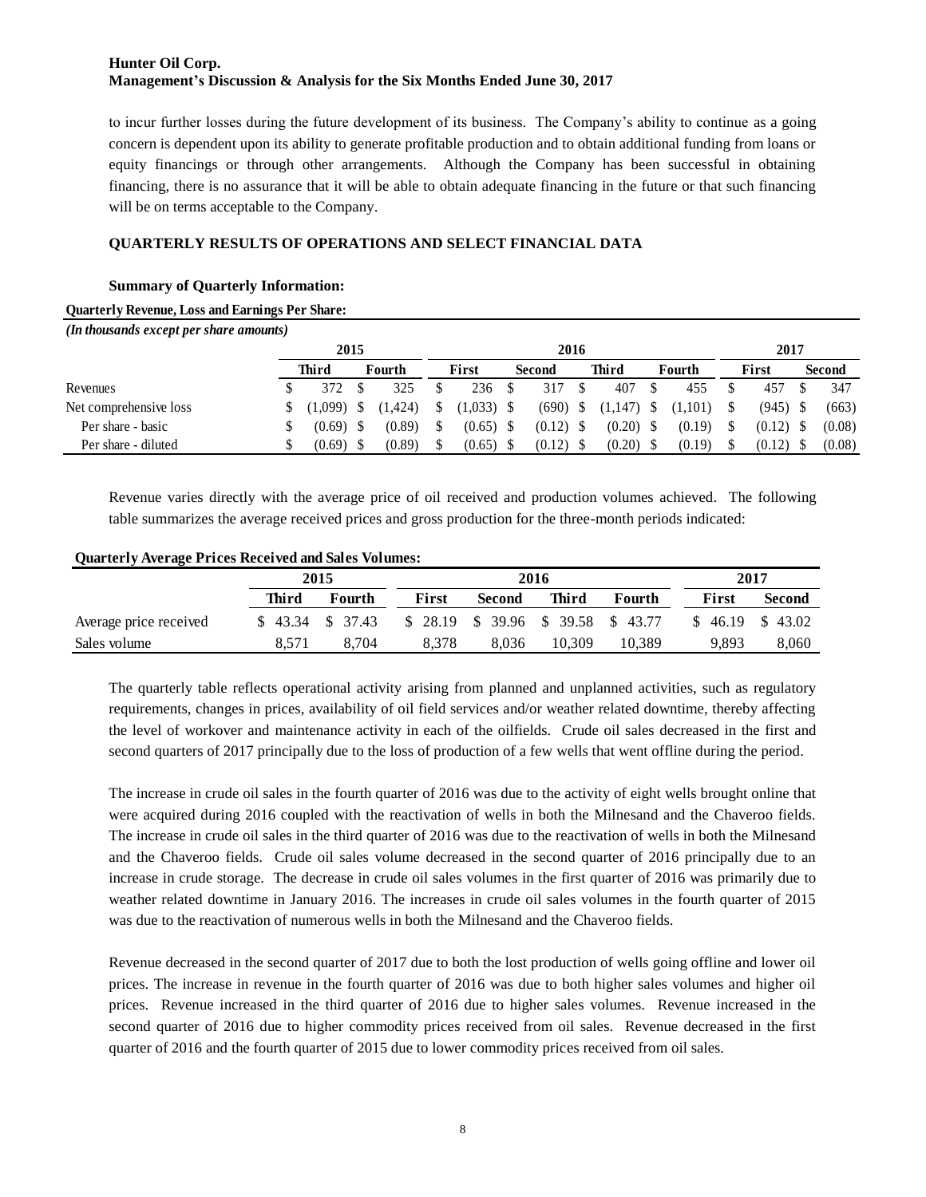to incur further losses during the future development of its business. The Company's ability to continue as a going concern is dependent upon its ability to generate profitable production and to obtain additional funding from loans or equity financings or through other arrangements. Although the Company has been successful in obtaining financing, there is no assurance that it will be able to obtain adequate financing in the future or that such financing will be on terms acceptable to the Company.

## QUARTERLY RESULTS OF OPERATIONS AND SELECT FINANCIAL DATA

### Summary of Quarterly Information:

**Quarterly Revenue, Loss and Earnings Per Share:**

*(In thousands except per share amounts)*

| | 2015 | | 2016 | | | | 2017 | |
|---|---|---|---|---|---|---|---|---|
| | **Third** | **Fourth** | **First** | **Second** | **Third** | **Fourth** | **First** | **Second** |
| Revenues | $ 372 | $ 325 | $ 236 | $ 317 | $ 407 | $ 455 | $ 457 | $ 347 |
| Net comprehensive loss | $ (1,099) | $ (1,424) | $ (1,033) | $ (690) | $ (1,147) | $ (1,101) | $ (945) | $ (663) |
| Per share - basic | $ (0.69) | $ (0.89) | $ (0.65) | $ (0.12) | $ (0.20) | $ (0.19) | $ (0.12) | $ (0.08) |
| Per share - diluted | $ (0.69) | $ (0.89) | $ (0.65) | $ (0.12) | $ (0.20) | $ (0.19) | $ (0.12) | $ (0.08) |

Revenue varies directly with the average price of oil received and production volumes achieved. The following table summarizes the average received prices and gross production for the three-month periods indicated:

**Quarterly Average Prices Received and Sales Volumes:**

| | 2015 | | 2016 | | | | 2017 | |
|---|---|---|---|---|---|---|---|---|
| | **Third** | **Fourth** | **First** | **Second** | **Third** | **Fourth** | **First** | **Second** |
| Average price received | $ 43.34 | $ 37.43 | $ 28.19 | $ 39.96 | $ 39.58 | $ 43.77 | $ 46.19 | $ 43.02 |
| Sales volume | 8,571 | 8,704 | 8,378 | 8,036 | 10,309 | 10,389 | 9,893 | 8,060 |

The quarterly table reflects operational activity arising from planned and unplanned activities, such as regulatory requirements, changes in prices, availability of oil field services and/or weather related downtime, thereby affecting the level of workover and maintenance activity in each of the oilfields. Crude oil sales decreased in the first and second quarters of 2017 principally due to the loss of production of a few wells that went offline during the period.

The increase in crude oil sales in the fourth quarter of 2016 was due to the activity of eight wells brought online that were acquired during 2016 coupled with the reactivation of wells in both the Milnesand and the Chaveroo fields. The increase in crude oil sales in the third quarter of 2016 was due to the reactivation of wells in both the Milnesand and the Chaveroo fields. Crude oil sales volume decreased in the second quarter of 2016 principally due to an increase in crude storage. The decrease in crude oil sales volumes in the first quarter of 2016 was primarily due to weather related downtime in January 2016. The increases in crude oil sales volumes in the fourth quarter of 2015 was due to the reactivation of numerous wells in both the Milnesand and the Chaveroo fields.

Revenue decreased in the second quarter of 2017 due to both the lost production of wells going offline and lower oil prices. The increase in revenue in the fourth quarter of 2016 was due to both higher sales volumes and higher oil prices. Revenue increased in the third quarter of 2016 due to higher sales volumes. Revenue increased in the second quarter of 2016 due to higher commodity prices received from oil sales. Revenue decreased in the first quarter of 2016 and the fourth quarter of 2015 due to lower commodity prices received from oil sales.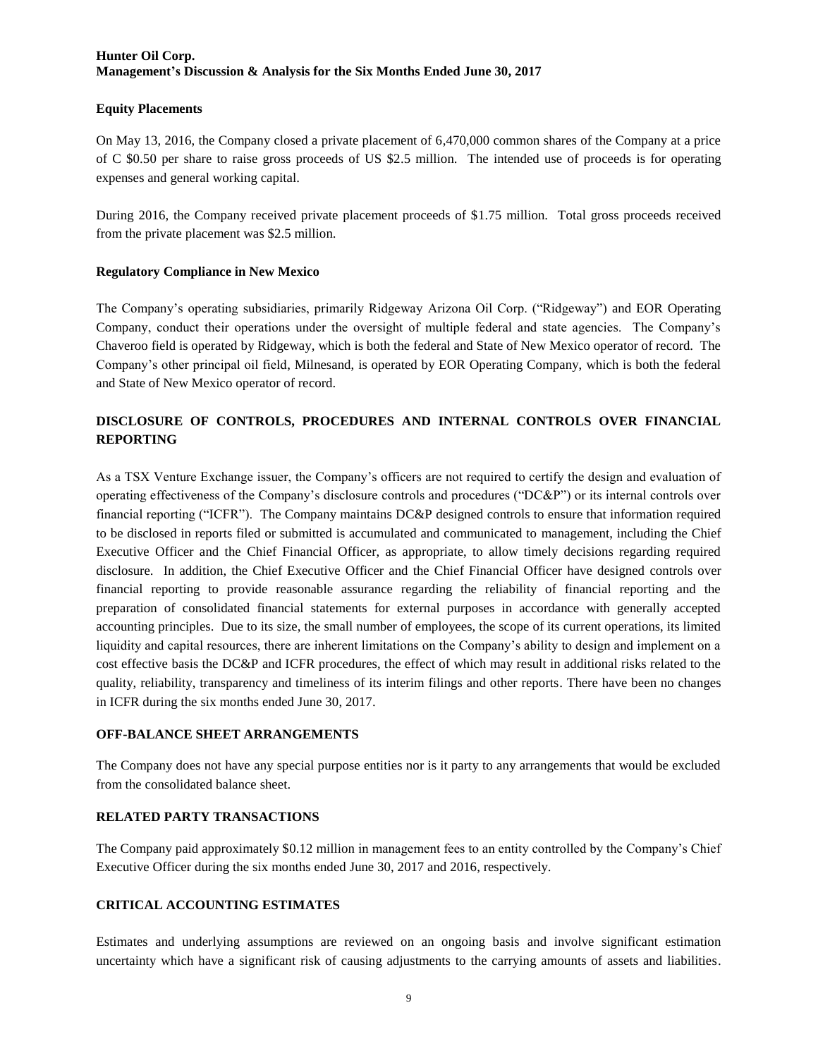### Equity Placements

On May 13, 2016, the Company closed a private placement of 6,470,000 common shares of the Company at a price of C $0.50 per share to raise gross proceeds of US $2.5 million. The intended use of proceeds is for operating expenses and general working capital.

During 2016, the Company received private placement proceeds of $1.75 million. Total gross proceeds received from the private placement was $2.5 million.

### Regulatory Compliance in New Mexico

The Company's operating subsidiaries, primarily Ridgeway Arizona Oil Corp. ("Ridgeway") and EOR Operating Company, conduct their operations under the oversight of multiple federal and state agencies. The Company's Chaveroo field is operated by Ridgeway, which is both the federal and State of New Mexico operator of record. The Company's other principal oil field, Milnesand, is operated by EOR Operating Company, which is both the federal and State of New Mexico operator of record.

## DISCLOSURE OF CONTROLS, PROCEDURES AND INTERNAL CONTROLS OVER FINANCIAL REPORTING

As a TSX Venture Exchange issuer, the Company's officers are not required to certify the design and evaluation of operating effectiveness of the Company's disclosure controls and procedures ("DC&P") or its internal controls over financial reporting ("ICFR"). The Company maintains DC&P designed controls to ensure that information required to be disclosed in reports filed or submitted is accumulated and communicated to management, including the Chief Executive Officer and the Chief Financial Officer, as appropriate, to allow timely decisions regarding required disclosure. In addition, the Chief Executive Officer and the Chief Financial Officer have designed controls over financial reporting to provide reasonable assurance regarding the reliability of financial reporting and the preparation of consolidated financial statements for external purposes in accordance with generally accepted accounting principles. Due to its size, the small number of employees, the scope of its current operations, its limited liquidity and capital resources, there are inherent limitations on the Company's ability to design and implement on a cost effective basis the DC&P and ICFR procedures, the effect of which may result in additional risks related to the quality, reliability, transparency and timeliness of its interim filings and other reports. There have been no changes in ICFR during the six months ended June 30, 2017.

## OFF-BALANCE SHEET ARRANGEMENTS

The Company does not have any special purpose entities nor is it party to any arrangements that would be excluded from the consolidated balance sheet.

## RELATED PARTY TRANSACTIONS

The Company paid approximately $0.12 million in management fees to an entity controlled by the Company's Chief Executive Officer during the six months ended June 30, 2017 and 2016, respectively.

## CRITICAL ACCOUNTING ESTIMATES

Estimates and underlying assumptions are reviewed on an ongoing basis and involve significant estimation uncertainty which have a significant risk of causing adjustments to the carrying amounts of assets and liabilities.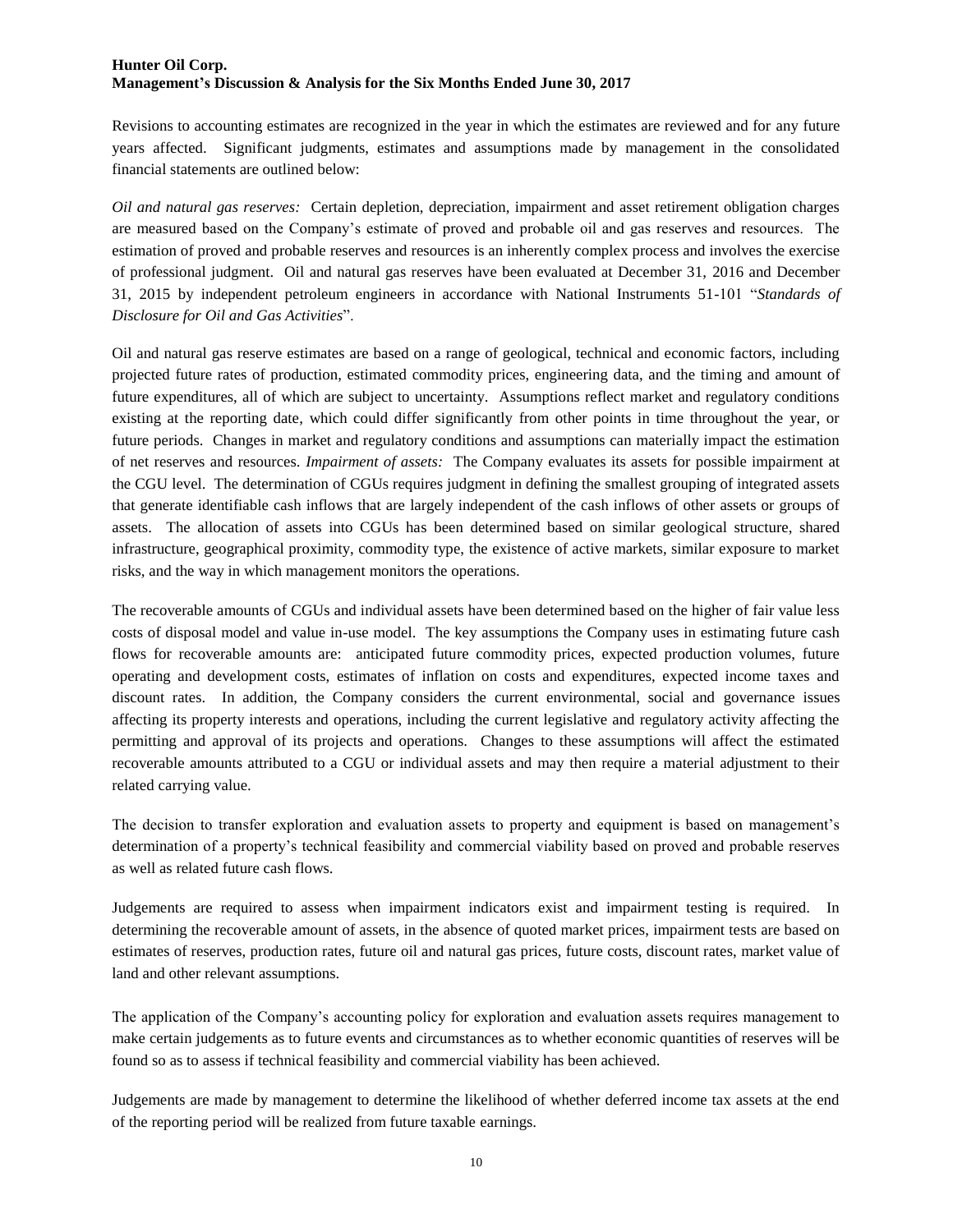Revisions to accounting estimates are recognized in the year in which the estimates are reviewed and for any future years affected. Significant judgments, estimates and assumptions made by management in the consolidated financial statements are outlined below:

*Oil and natural gas reserves:* Certain depletion, depreciation, impairment and asset retirement obligation charges are measured based on the Company's estimate of proved and probable oil and gas reserves and resources. The estimation of proved and probable reserves and resources is an inherently complex process and involves the exercise of professional judgment. Oil and natural gas reserves have been evaluated at December 31, 2016 and December 31, 2015 by independent petroleum engineers in accordance with National Instruments 51-101 "*Standards of Disclosure for Oil and Gas Activities*".

Oil and natural gas reserve estimates are based on a range of geological, technical and economic factors, including projected future rates of production, estimated commodity prices, engineering data, and the timing and amount of future expenditures, all of which are subject to uncertainty. Assumptions reflect market and regulatory conditions existing at the reporting date, which could differ significantly from other points in time throughout the year, or future periods. Changes in market and regulatory conditions and assumptions can materially impact the estimation of net reserves and resources. *Impairment of assets:* The Company evaluates its assets for possible impairment at the CGU level. The determination of CGUs requires judgment in defining the smallest grouping of integrated assets that generate identifiable cash inflows that are largely independent of the cash inflows of other assets or groups of assets. The allocation of assets into CGUs has been determined based on similar geological structure, shared infrastructure, geographical proximity, commodity type, the existence of active markets, similar exposure to market risks, and the way in which management monitors the operations.

The recoverable amounts of CGUs and individual assets have been determined based on the higher of fair value less costs of disposal model and value in-use model. The key assumptions the Company uses in estimating future cash flows for recoverable amounts are: anticipated future commodity prices, expected production volumes, future operating and development costs, estimates of inflation on costs and expenditures, expected income taxes and discount rates. In addition, the Company considers the current environmental, social and governance issues affecting its property interests and operations, including the current legislative and regulatory activity affecting the permitting and approval of its projects and operations. Changes to these assumptions will affect the estimated recoverable amounts attributed to a CGU or individual assets and may then require a material adjustment to their related carrying value.

The decision to transfer exploration and evaluation assets to property and equipment is based on management's determination of a property's technical feasibility and commercial viability based on proved and probable reserves as well as related future cash flows.

Judgements are required to assess when impairment indicators exist and impairment testing is required. In determining the recoverable amount of assets, in the absence of quoted market prices, impairment tests are based on estimates of reserves, production rates, future oil and natural gas prices, future costs, discount rates, market value of land and other relevant assumptions.

The application of the Company's accounting policy for exploration and evaluation assets requires management to make certain judgements as to future events and circumstances as to whether economic quantities of reserves will be found so as to assess if technical feasibility and commercial viability has been achieved.

Judgements are made by management to determine the likelihood of whether deferred income tax assets at the end of the reporting period will be realized from future taxable earnings.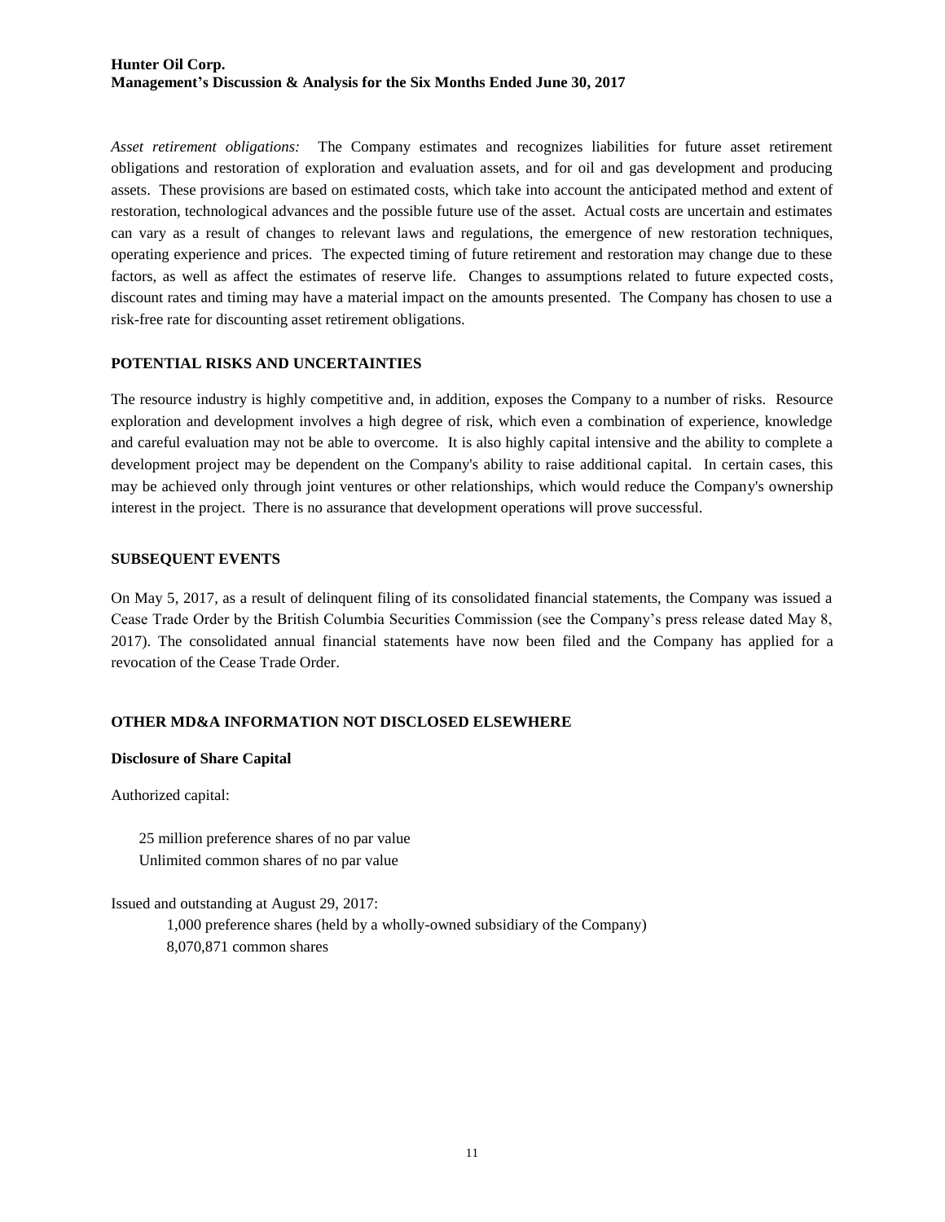*Asset retirement obligations:* The Company estimates and recognizes liabilities for future asset retirement obligations and restoration of exploration and evaluation assets, and for oil and gas development and producing assets. These provisions are based on estimated costs, which take into account the anticipated method and extent of restoration, technological advances and the possible future use of the asset. Actual costs are uncertain and estimates can vary as a result of changes to relevant laws and regulations, the emergence of new restoration techniques, operating experience and prices. The expected timing of future retirement and restoration may change due to these factors, as well as affect the estimates of reserve life. Changes to assumptions related to future expected costs, discount rates and timing may have a material impact on the amounts presented. The Company has chosen to use a risk-free rate for discounting asset retirement obligations.

## POTENTIAL RISKS AND UNCERTAINTIES

The resource industry is highly competitive and, in addition, exposes the Company to a number of risks. Resource exploration and development involves a high degree of risk, which even a combination of experience, knowledge and careful evaluation may not be able to overcome. It is also highly capital intensive and the ability to complete a development project may be dependent on the Company's ability to raise additional capital. In certain cases, this may be achieved only through joint ventures or other relationships, which would reduce the Company's ownership interest in the project. There is no assurance that development operations will prove successful.

## SUBSEQUENT EVENTS

On May 5, 2017, as a result of delinquent filing of its consolidated financial statements, the Company was issued a Cease Trade Order by the British Columbia Securities Commission (see the Company's press release dated May 8, 2017). The consolidated annual financial statements have now been filed and the Company has applied for a revocation of the Cease Trade Order.

## OTHER MD&A INFORMATION NOT DISCLOSED ELSEWHERE

### Disclosure of Share Capital

Authorized capital:

25 million preference shares of no par value
Unlimited common shares of no par value

Issued and outstanding at August 29, 2017:

1,000 preference shares (held by a wholly-owned subsidiary of the Company)
8,070,871 common shares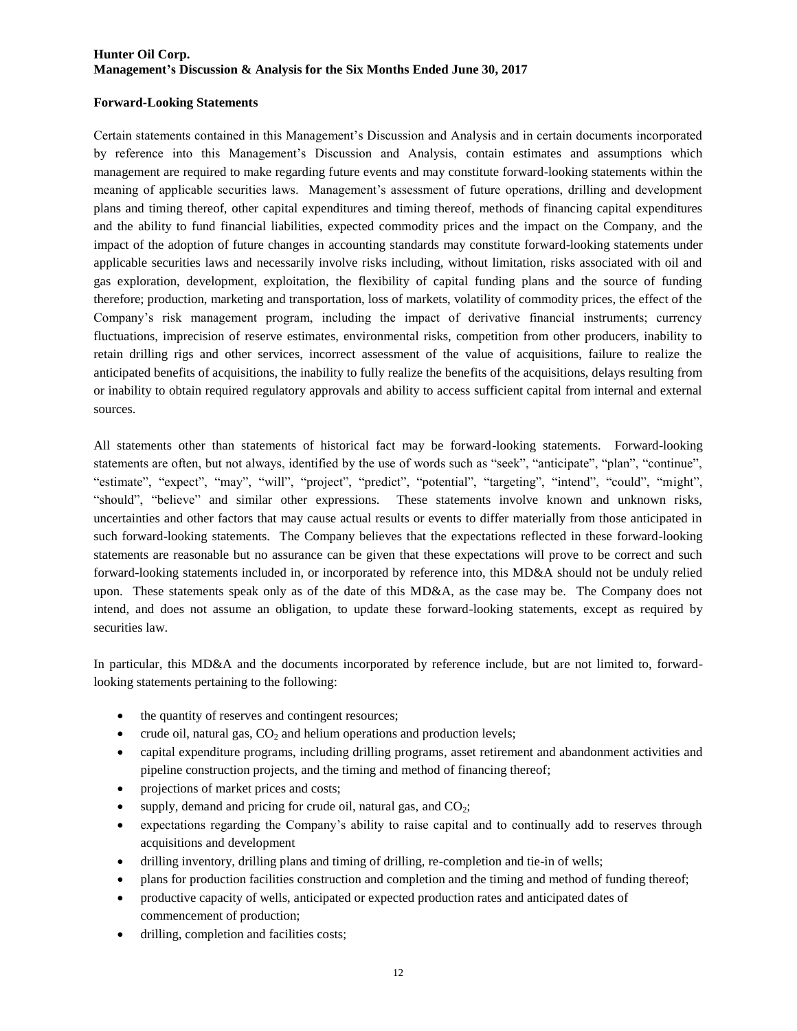## Forward-Looking Statements

Certain statements contained in this Management's Discussion and Analysis and in certain documents incorporated by reference into this Management's Discussion and Analysis, contain estimates and assumptions which management are required to make regarding future events and may constitute forward-looking statements within the meaning of applicable securities laws. Management's assessment of future operations, drilling and development plans and timing thereof, other capital expenditures and timing thereof, methods of financing capital expenditures and the ability to fund financial liabilities, expected commodity prices and the impact on the Company, and the impact of the adoption of future changes in accounting standards may constitute forward-looking statements under applicable securities laws and necessarily involve risks including, without limitation, risks associated with oil and gas exploration, development, exploitation, the flexibility of capital funding plans and the source of funding therefore; production, marketing and transportation, loss of markets, volatility of commodity prices, the effect of the Company's risk management program, including the impact of derivative financial instruments; currency fluctuations, imprecision of reserve estimates, environmental risks, competition from other producers, inability to retain drilling rigs and other services, incorrect assessment of the value of acquisitions, failure to realize the anticipated benefits of acquisitions, the inability to fully realize the benefits of the acquisitions, delays resulting from or inability to obtain required regulatory approvals and ability to access sufficient capital from internal and external sources.

All statements other than statements of historical fact may be forward-looking statements. Forward-looking statements are often, but not always, identified by the use of words such as "seek", "anticipate", "plan", "continue", "estimate", "expect", "may", "will", "project", "predict", "potential", "targeting", "intend", "could", "might", "should", "believe" and similar other expressions. These statements involve known and unknown risks, uncertainties and other factors that may cause actual results or events to differ materially from those anticipated in such forward-looking statements. The Company believes that the expectations reflected in these forward-looking statements are reasonable but no assurance can be given that these expectations will prove to be correct and such forward-looking statements included in, or incorporated by reference into, this MD&A should not be unduly relied upon. These statements speak only as of the date of this MD&A, as the case may be. The Company does not intend, and does not assume an obligation, to update these forward-looking statements, except as required by securities law.

In particular, this MD&A and the documents incorporated by reference include, but are not limited to, forward-looking statements pertaining to the following:

- the quantity of reserves and contingent resources;
- crude oil, natural gas, $CO_2$ and helium operations and production levels;
- capital expenditure programs, including drilling programs, asset retirement and abandonment activities and pipeline construction projects, and the timing and method of financing thereof;
- projections of market prices and costs;
- supply, demand and pricing for crude oil, natural gas, and $CO_2$;
- expectations regarding the Company's ability to raise capital and to continually add to reserves through acquisitions and development
- drilling inventory, drilling plans and timing of drilling, re-completion and tie-in of wells;
- plans for production facilities construction and completion and the timing and method of funding thereof;
- productive capacity of wells, anticipated or expected production rates and anticipated dates of commencement of production;
- drilling, completion and facilities costs;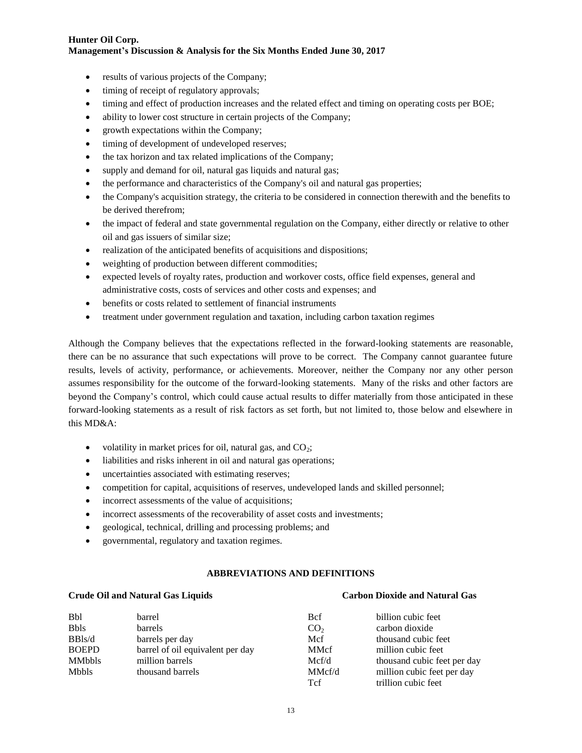- results of various projects of the Company;
- timing of receipt of regulatory approvals;
- timing and effect of production increases and the related effect and timing on operating costs per BOE;
- ability to lower cost structure in certain projects of the Company;
- growth expectations within the Company;
- timing of development of undeveloped reserves;
- the tax horizon and tax related implications of the Company;
- supply and demand for oil, natural gas liquids and natural gas;
- the performance and characteristics of the Company's oil and natural gas properties;
- the Company's acquisition strategy, the criteria to be considered in connection therewith and the benefits to be derived therefrom;
- the impact of federal and state governmental regulation on the Company, either directly or relative to other oil and gas issuers of similar size;
- realization of the anticipated benefits of acquisitions and dispositions;
- weighting of production between different commodities;
- expected levels of royalty rates, production and workover costs, office field expenses, general and administrative costs, costs of services and other costs and expenses; and
- benefits or costs related to settlement of financial instruments
- treatment under government regulation and taxation, including carbon taxation regimes

Although the Company believes that the expectations reflected in the forward-looking statements are reasonable, there can be no assurance that such expectations will prove to be correct. The Company cannot guarantee future results, levels of activity, performance, or achievements. Moreover, neither the Company nor any other person assumes responsibility for the outcome of the forward-looking statements. Many of the risks and other factors are beyond the Company's control, which could cause actual results to differ materially from those anticipated in these forward-looking statements as a result of risk factors as set forth, but not limited to, those below and elsewhere in this MD&A:

- volatility in market prices for oil, natural gas, and $CO_2$;
- liabilities and risks inherent in oil and natural gas operations;
- uncertainties associated with estimating reserves;
- competition for capital, acquisitions of reserves, undeveloped lands and skilled personnel;
- incorrect assessments of the value of acquisitions;
- incorrect assessments of the recoverability of asset costs and investments;
- geological, technical, drilling and processing problems; and
- governmental, regulatory and taxation regimes.

## ABBREVIATIONS AND DEFINITIONS

**Crude Oil and Natural Gas Liquids**

| | |
|---|---|
| Bbl | barrel |
| Bbls | barrels |
| BBls/d | barrels per day |
| BOEPD | barrel of oil equivalent per day |
| MMbbls | million barrels |
| Mbbls | thousand barrels |

**Carbon Dioxide and Natural Gas**

| | |
|---|---|
| Bcf | billion cubic feet |
| $CO_2$ | carbon dioxide |
| Mcf | thousand cubic feet |
| MMcf | million cubic feet |
| Mcf/d | thousand cubic feet per day |
| MMcf/d | million cubic feet per day |
| Tcf | trillion cubic feet |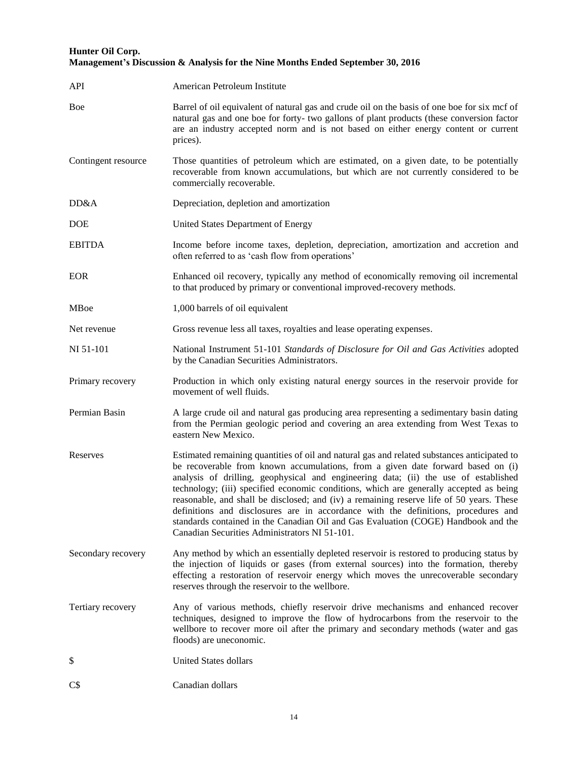| | |
|---|---|
| API | American Petroleum Institute |
| Boe | Barrel of oil equivalent of natural gas and crude oil on the basis of one boe for six mcf of natural gas and one boe for forty- two gallons of plant products (these conversion factor are an industry accepted norm and is not based on either energy content or current prices). |
| Contingent resource | Those quantities of petroleum which are estimated, on a given date, to be potentially recoverable from known accumulations, but which are not currently considered to be commercially recoverable. |
| DD&A | Depreciation, depletion and amortization |
| DOE | United States Department of Energy |
| EBITDA | Income before income taxes, depletion, depreciation, amortization and accretion and often referred to as 'cash flow from operations' |
| EOR | Enhanced oil recovery, typically any method of economically removing oil incremental to that produced by primary or conventional improved-recovery methods. |
| MBoe | 1,000 barrels of oil equivalent |
| Net revenue | Gross revenue less all taxes, royalties and lease operating expenses. |
| NI 51-101 | National Instrument 51-101 *Standards of Disclosure for Oil and Gas Activities* adopted by the Canadian Securities Administrators. |
| Primary recovery | Production in which only existing natural energy sources in the reservoir provide for movement of well fluids. |
| Permian Basin | A large crude oil and natural gas producing area representing a sedimentary basin dating from the Permian geologic period and covering an area extending from West Texas to eastern New Mexico. |
| Reserves | Estimated remaining quantities of oil and natural gas and related substances anticipated to be recoverable from known accumulations, from a given date forward based on (i) analysis of drilling, geophysical and engineering data; (ii) the use of established technology; (iii) specified economic conditions, which are generally accepted as being reasonable, and shall be disclosed; and (iv) a remaining reserve life of 50 years. These definitions and disclosures are in accordance with the definitions, procedures and standards contained in the Canadian Oil and Gas Evaluation (COGE) Handbook and the Canadian Securities Administrators NI 51-101. |
| Secondary recovery | Any method by which an essentially depleted reservoir is restored to producing status by the injection of liquids or gases (from external sources) into the formation, thereby effecting a restoration of reservoir energy which moves the unrecoverable secondary reserves through the reservoir to the wellbore. |
| Tertiary recovery | Any of various methods, chiefly reservoir drive mechanisms and enhanced recover techniques, designed to improve the flow of hydrocarbons from the reservoir to the wellbore to recover more oil after the primary and secondary methods (water and gas floods) are uneconomic. |
| $ | United States dollars |
| C$ | Canadian dollars |